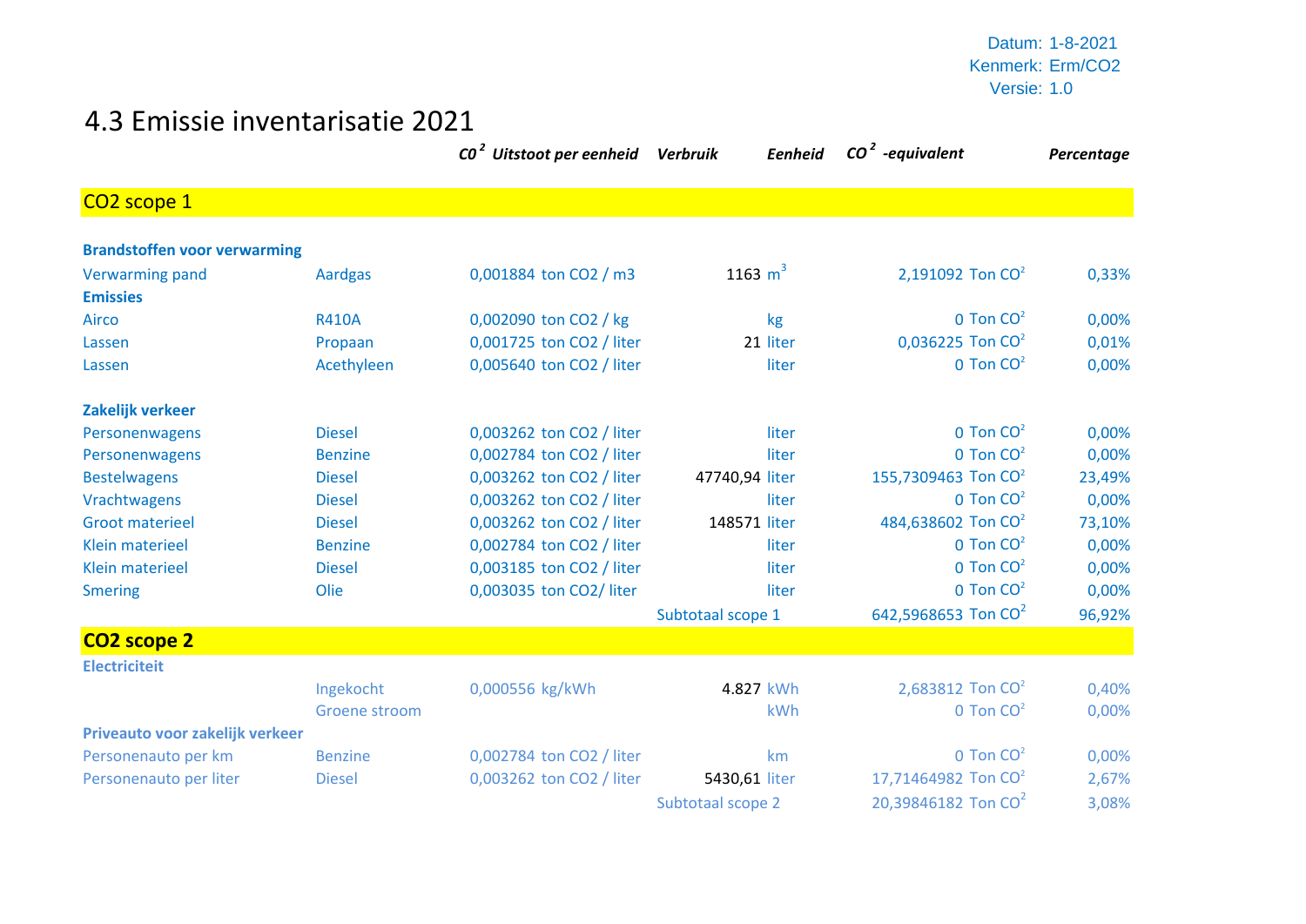Datum: 1-8-2021
Kenmerk: Erm/CO2
Versie: 1.0

# 4.3 Emissie inventarisatie 2021

| | | $CO^2$ Uitstoot per eenheid | | Verbruik | Eenheid | $CO^2$ -equivalent | | Percentage |
|---|---|---|---|---|---|---|---|---|
| **CO2 scope 1** | | | | | | | | |
| **Brandstoffen voor verwarming** | | | | | | | | |
| Verwarming pand | Aardgas | 0,001884 | ton CO2 / m3 | 1163 | $m^3$ | 2,191092 | Ton $CO^2$ | 0,33% |
| **Emissies** | | | | | | | | |
| Airco | R410A | 0,002090 | ton CO2 / kg | | kg | 0 | Ton $CO^2$ | 0,00% |
| Lassen | Propaan | 0,001725 | ton CO2 / liter | 21 | liter | 0,036225 | Ton $CO^2$ | 0,01% |
| Lassen | Acethyleen | 0,005640 | ton CO2 / liter | | liter | 0 | Ton $CO^2$ | 0,00% |
| **Zakelijk verkeer** | | | | | | | | |
| Personenwagens | Diesel | 0,003262 | ton CO2 / liter | | liter | 0 | Ton $CO^2$ | 0,00% |
| Personenwagens | Benzine | 0,002784 | ton CO2 / liter | | liter | 0 | Ton $CO^2$ | 0,00% |
| Bestelwagens | Diesel | 0,003262 | ton CO2 / liter | 47740,94 | liter | 155,7309463 | Ton $CO^2$ | 23,49% |
| Vrachtwagens | Diesel | 0,003262 | ton CO2 / liter | | liter | 0 | Ton $CO^2$ | 0,00% |
| Groot materieel | Diesel | 0,003262 | ton CO2 / liter | 148571 | liter | 484,638602 | Ton $CO^2$ | 73,10% |
| Klein materieel | Benzine | 0,002784 | ton CO2 / liter | | liter | 0 | Ton $CO^2$ | 0,00% |
| Klein materieel | Diesel | 0,003185 | ton CO2 / liter | | liter | 0 | Ton $CO^2$ | 0,00% |
| Smering | Olie | 0,003035 | ton CO2/ liter | | liter | 0 | Ton $CO^2$ | 0,00% |
| | | | | Subtotaal scope 1 | | 642,5968653 | Ton $CO^2$ | 96,92% |
| **CO2 scope 2** | | | | | | | | |
| **Electriciteit** | | | | | | | | |
| | Ingekocht | 0,000556 | kg/kWh | 4.827 | kWh | 2,683812 | Ton $CO^2$ | 0,40% |
| | Groene stroom | | | | kWh | 0 | Ton $CO^2$ | 0,00% |
| **Priveauto voor zakelijk verkeer** | | | | | | | | |
| Personenauto per km | Benzine | 0,002784 | ton CO2 / liter | | km | 0 | Ton $CO^2$ | 0,00% |
| Personenauto per liter | Diesel | 0,003262 | ton CO2 / liter | 5430,61 | liter | 17,71464982 | Ton $CO^2$ | 2,67% |
| | | | | Subtotaal scope 2 | | 20,39846182 | Ton $CO^2$ | 3,08% |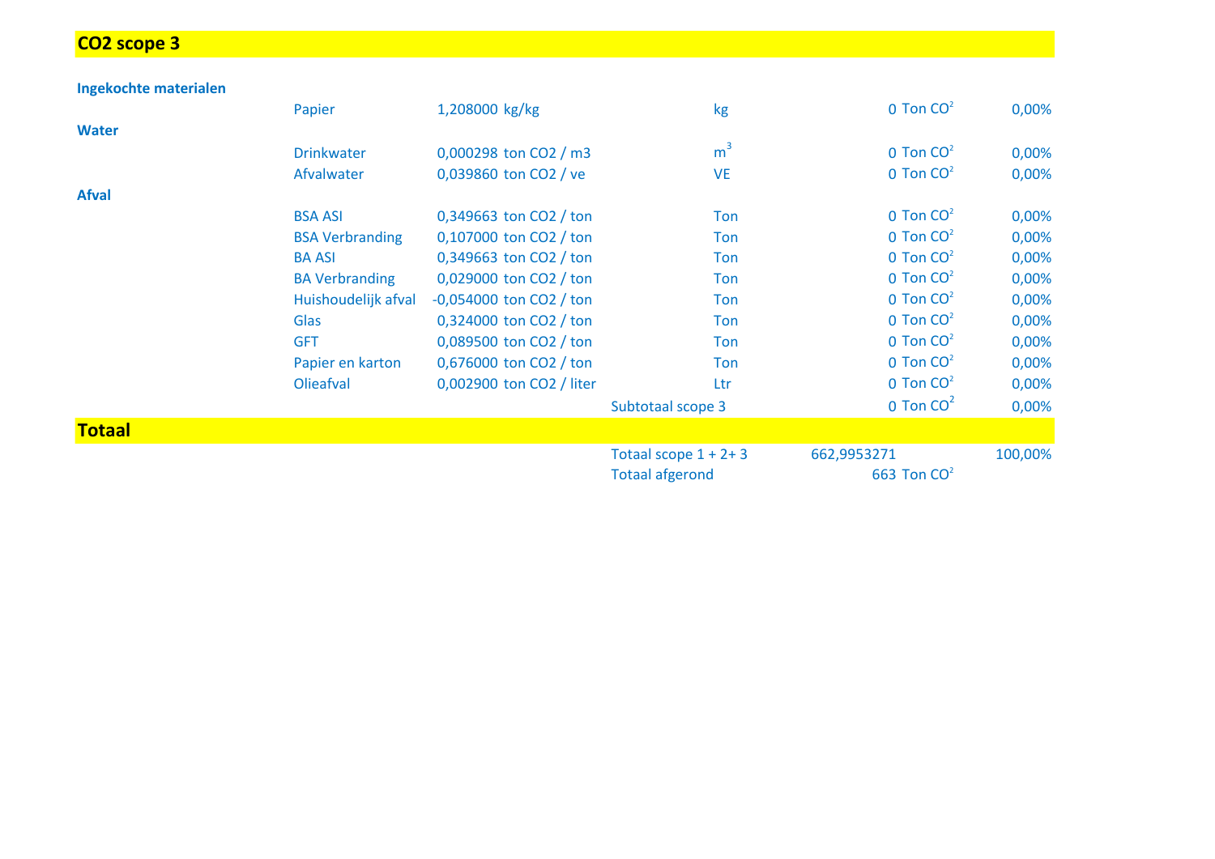## CO2 scope 3

| | | | | | | | |
|---|---|---|---|---|---|---|---|
| **Ingekochte materialen** | | | | | | | |
| | Papier | 1,208000 | kg/kg | kg | 0 | Ton $CO^2$ | 0,00% |
| **Water** | | | | | | | |
| | Drinkwater | 0,000298 | ton CO2 / m3 | $m^3$ | 0 | Ton $CO^2$ | 0,00% |
| | Afvalwater | 0,039860 | ton CO2 / ve | VE | 0 | Ton $CO^2$ | 0,00% |
| **Afval** | | | | | | | |
| | BSA ASI | 0,349663 | ton CO2 / ton | Ton | 0 | Ton $CO^2$ | 0,00% |
| | BSA Verbranding | 0,107000 | ton CO2 / ton | Ton | 0 | Ton $CO^2$ | 0,00% |
| | BA ASI | 0,349663 | ton CO2 / ton | Ton | 0 | Ton $CO^2$ | 0,00% |
| | BA Verbranding | 0,029000 | ton CO2 / ton | Ton | 0 | Ton $CO^2$ | 0,00% |
| | Huishoudelijk afval | -0,054000 | ton CO2 / ton | Ton | 0 | Ton $CO^2$ | 0,00% |
| | Glas | 0,324000 | ton CO2 / ton | Ton | 0 | Ton $CO^2$ | 0,00% |
| | GFT | 0,089500 | ton CO2 / ton | Ton | 0 | Ton $CO^2$ | 0,00% |
| | Papier en karton | 0,676000 | ton CO2 / ton | Ton | 0 | Ton $CO^2$ | 0,00% |
| | Olieafval | 0,002900 | ton CO2 / liter | Ltr | 0 | Ton $CO^2$ | 0,00% |
| | | | | Subtotaal scope 3 | 0 | Ton $CO^2$ | 0,00% |

## Totaal

| | | | |
|---|---|---|---|
| Totaal scope 1 + 2+ 3 | 662,9953271 | | 100,00% |
| Totaal afgerond | 663 | Ton $CO^2$ | |